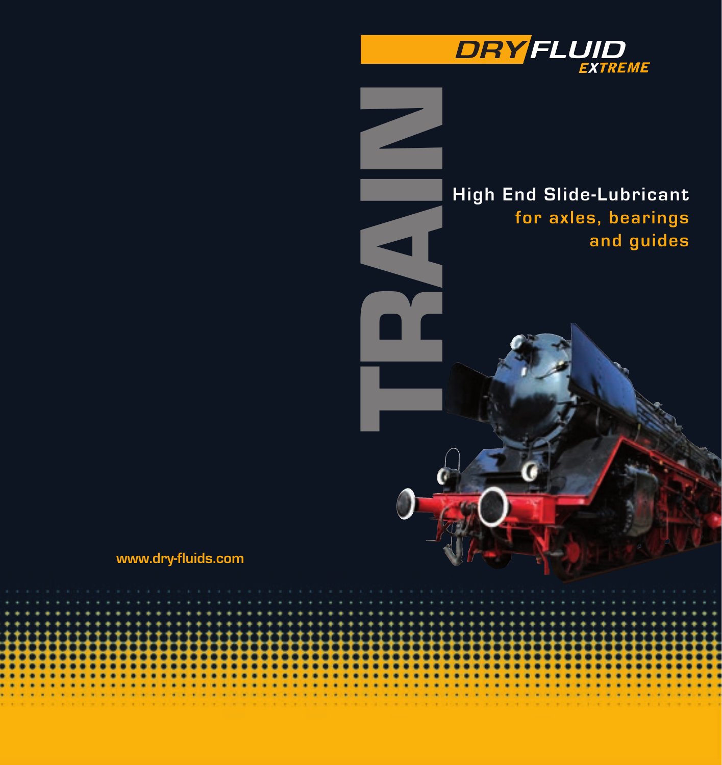# DRY FLUID EXTREME

# TRAIN

## High End Slide-Lubricant

**for axles, bearings and guides**

www.dry-fluids.com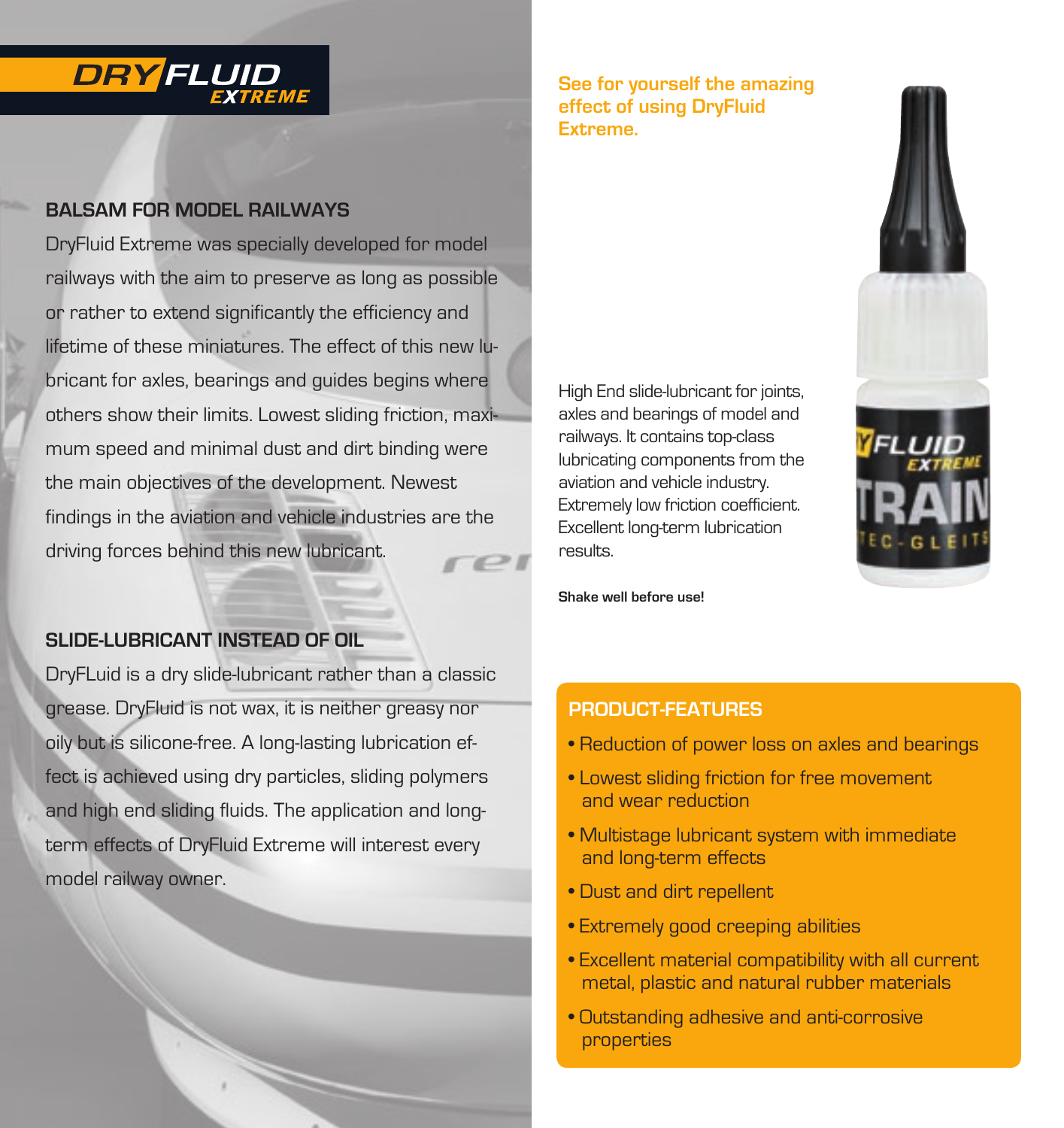# DRY FLUID EXTREME

## BALSAM FOR MODEL RAILWAYS

DryFluid Extreme was specially developed for model railways with the aim to preserve as long as possible or rather to extend significantly the efficiency and lifetime of these miniatures. The effect of this new lubricant for axles, bearings and guides begins where others show their limits. Lowest sliding friction, maximum speed and minimal dust and dirt binding were the main objectives of the development. Newest findings in the aviation and vehicle industries are the driving forces behind this new lubricant.

## SLIDE-LUBRICANT INSTEAD OF OIL

DryFLuid is a dry slide-lubricant rather than a classic grease. DryFluid is not wax, it is neither greasy nor oily but is silicone-free. A long-lasting lubrication effect is achieved using dry particles, sliding polymers and high end sliding fluids. The application and long-term effects of DryFluid Extreme will interest every model railway owner.

**See for yourself the amazing effect of using DryFluid Extreme.**

High End slide-lubricant for joints, axles and bearings of model and railways. It contains top-class lubricating components from the aviation and vehicle industry. Extremely low friction coefficient. Excellent long-term lubrication results.

**Shake well before use!**

## PRODUCT-FEATURES

- Reduction of power loss on axles and bearings
- Lowest sliding friction for free movement and wear reduction
- Multistage lubricant system with immediate and long-term effects
- Dust and dirt repellent
- Extremely good creeping abilities
- Excellent material compatibility with all current metal, plastic and natural rubber materials
- Outstanding adhesive and anti-corrosive properties